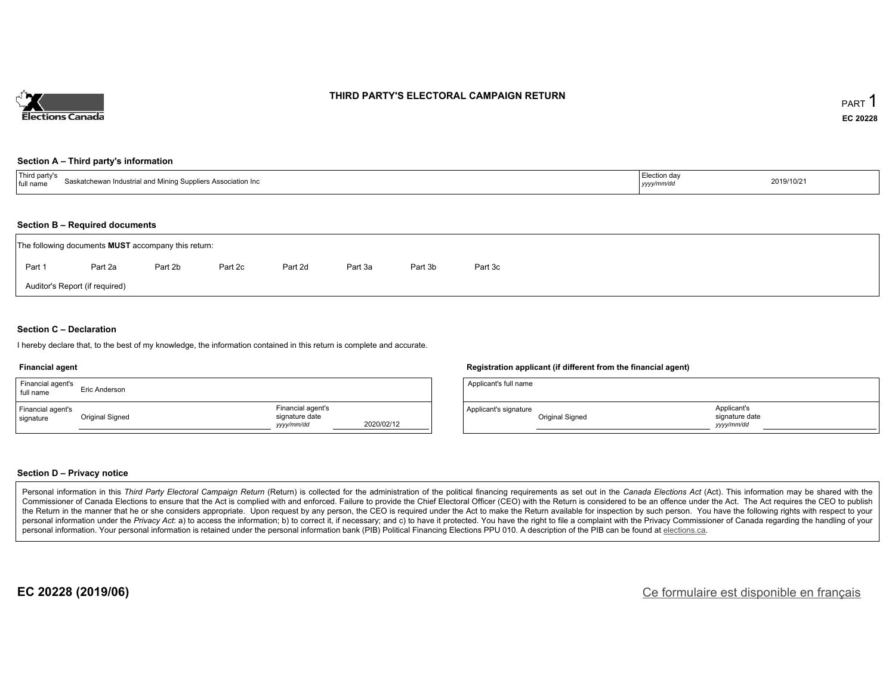# THIRD PARTY'S ELECTORAL CAMPAIGN RETURN

PART 1

EC 20228

## Section A – Third party's information

| Third party's full name | Saskatchewan Industrial and Mining Suppliers Association Inc | Election day *yyyy/mm/dd* | 2019/10/21 |
|---|---|---|---|

## Section B – Required documents

The following documents **MUST** accompany this return:

Part 1 Part 2a Part 2b Part 2c Part 2d Part 3a Part 3b Part 3c

Auditor's Report (if required)

## Section C – Declaration

I hereby declare that, to the best of my knowledge, the information contained in this return is complete and accurate.

### Financial agent

| Financial agent's full name | Eric Anderson | | |
|---|---|---|---|
| Financial agent's signature | Original Signed | Financial agent's signature date *yyyy/mm/dd* | 2020/02/12 |

### Registration applicant (if different from the financial agent)

| Applicant's full name | | | |
|---|---|---|---|
| Applicant's signature | Original Signed | Applicant's signature date *yyyy/mm/dd* | |

## Section D – Privacy notice

Personal information in this *Third Party Electoral Campaign Return* (Return) is collected for the administration of the political financing requirements as set out in the *Canada Elections Act* (Act). This information may be shared with the Commissioner of Canada Elections to ensure that the Act is complied with and enforced. Failure to provide the Chief Electoral Officer (CEO) with the Return is considered to be an offence under the Act. The Act requires the CEO to publish the Return in the manner that he or she considers appropriate. Upon request by any person, the CEO is required under the Act to make the Return available for inspection by such person. You have the following rights with respect to your personal information under the *Privacy Act*: a) to access the information; b) to correct it, if necessary; and c) to have it protected. You have the right to file a complaint with the Privacy Commissioner of Canada regarding the handling of your personal information. Your personal information is retained under the personal information bank (PIB) Political Financing Elections PPU 010. A description of the PIB can be found at elections.ca.

**EC 20228 (2019/06)**

Ce formulaire est disponible en français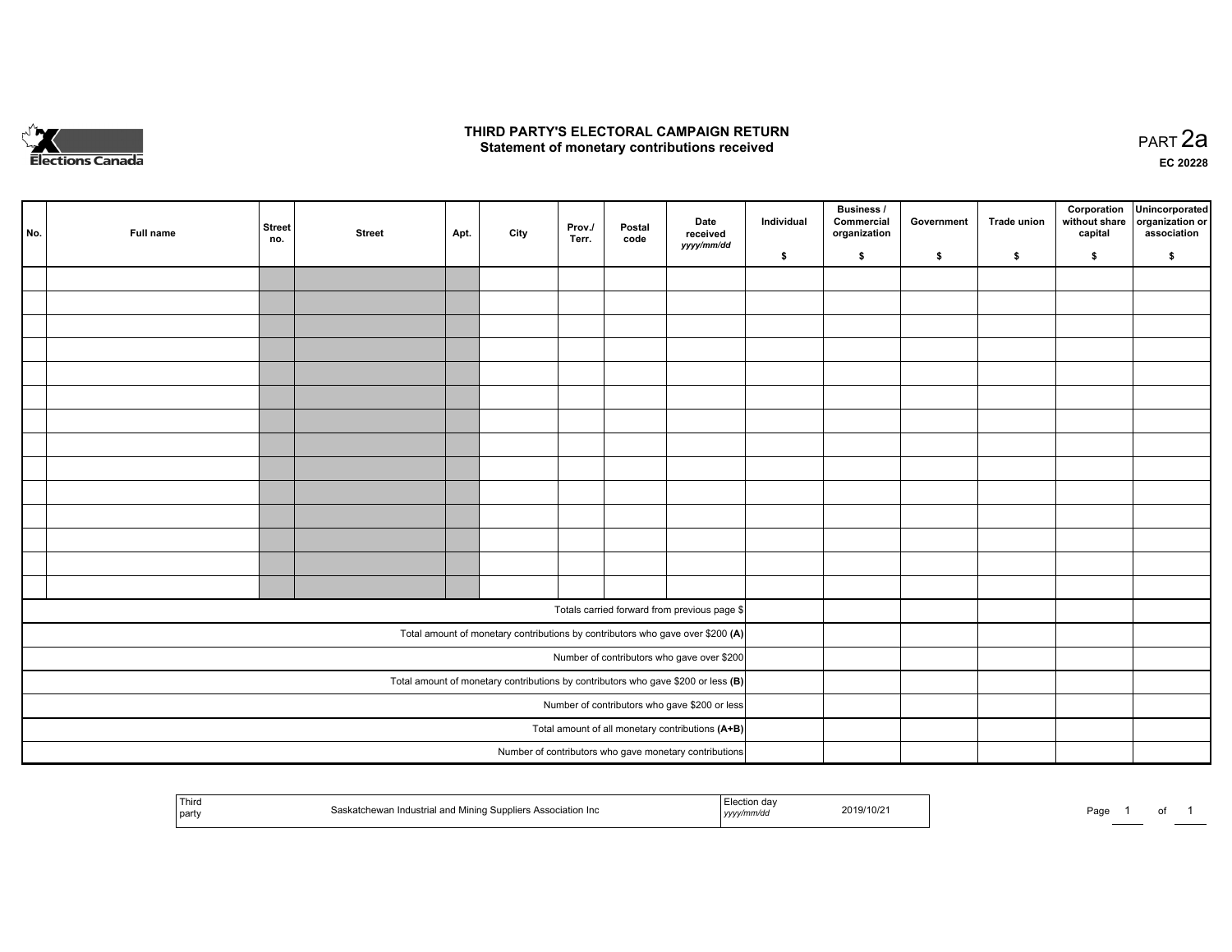# THIRD PARTY'S ELECTORAL CAMPAIGN RETURN
## Statement of monetary contributions received

PART 2a

EC 20228

| No. | Full name | Street no. | Street | Apt. | City | Prov./ Terr. | Postal code | Date received yyyy/mm/dd | Individual $ | Business / Commercial organization $ | Government $ | Trade union $ | Corporation without share capital $ | Unincorporated organization or association $ |
|---|---|---|---|---|---|---|---|---|---|---|---|---|---|---|
| | | | | | | | | | | | | | | |
| | | | | | | | | | | | | | | |
| | | | | | | | | | | | | | | |
| | | | | | | | | | | | | | | |
| | | | | | | | | | | | | | | |
| | | | | | | | | | | | | | | |
| | | | | | | | | | | | | | | |
| | | | | | | | | | | | | | | |
| | | | | | | | | | | | | | | |
| | | | | | | | | | | | | | | |
| | | | | | | | | | | | | | | |
| | | | | | | | | | | | | | | |
| | | | | | | | | | | | | | | |
| | | | | | | | | | | | | | | |
| Totals carried forward from previous page $ | | | | | | | | | | | | | | |
| Total amount of monetary contributions by contributors who gave over $200 **(A)** | | | | | | | | | | | | | | |
| Number of contributors who gave over $200 | | | | | | | | | | | | | | |
| Total amount of monetary contributions by contributors who gave $200 or less **(B)** | | | | | | | | | | | | | | |
| Number of contributors who gave $200 or less | | | | | | | | | | | | | | |
| Total amount of all monetary contributions **(A+B)** | | | | | | | | | | | | | | |
| Number of contributors who gave monetary contributions | | | | | | | | | | | | | | |

| Third party | Saskatchewan Industrial and Mining Suppliers Association Inc | Election day yyyy/mm/dd | 2019/10/21 |
|---|---|---|---|

Page 1 of 1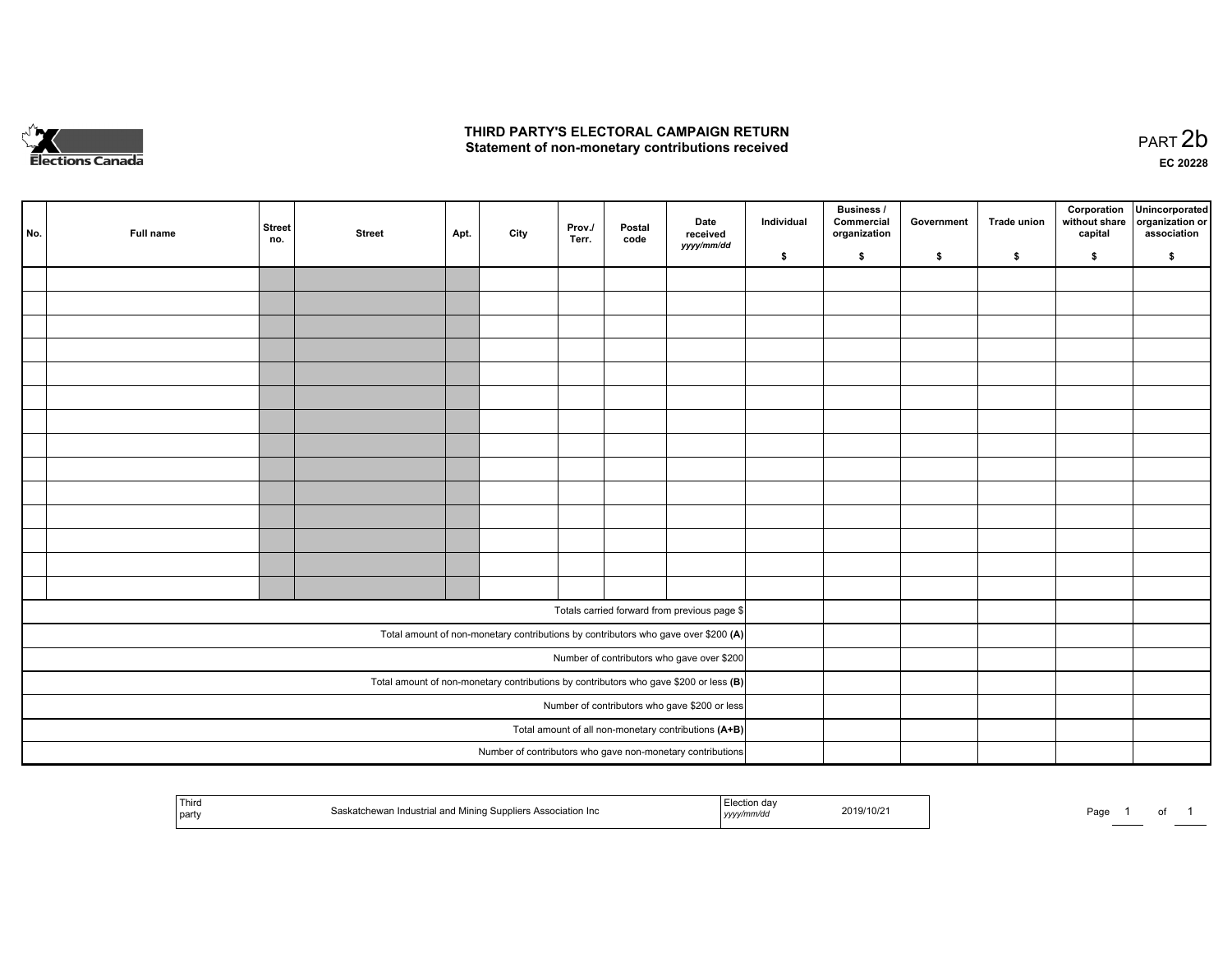# THIRD PARTY'S ELECTORAL CAMPAIGN RETURN
## Statement of non-monetary contributions received

PART 2b

EC 20228

| No. | Full name | Street no. | Street | Apt. | City | Prov./ Terr. | Postal code | Date received yyyy/mm/dd | Individual $ | Business / Commercial organization $ | Government $ | Trade union $ | Corporation without share capital $ | Unincorporated organization or association $ |
|---|---|---|---|---|---|---|---|---|---|---|---|---|---|---|
| | | | | | | | | | | | | | | |
| | | | | | | | | | | | | | | |
| | | | | | | | | | | | | | | |
| | | | | | | | | | | | | | | |
| | | | | | | | | | | | | | | |
| | | | | | | | | | | | | | | |
| | | | | | | | | | | | | | | |
| | | | | | | | | | | | | | | |
| | | | | | | | | | | | | | | |
| | | | | | | | | | | | | | | |
| | | | | | | | | | | | | | | |
| | | | | | | | | | | | | | | |
| | | | | | | | | | | | | | | |
| | | | | | | | | | | | | | | |
| Totals carried forward from previous page $ | | | | | | | | | | | | | | |
| Total amount of non-monetary contributions by contributors who gave over $200 **(A)** | | | | | | | | | | | | | | |
| Number of contributors who gave over $200 | | | | | | | | | | | | | | |
| Total amount of non-monetary contributions by contributors who gave $200 or less **(B)** | | | | | | | | | | | | | | |
| Number of contributors who gave $200 or less | | | | | | | | | | | | | | |
| Total amount of all non-monetary contributions **(A+B)** | | | | | | | | | | | | | | |
| Number of contributors who gave non-monetary contributions | | | | | | | | | | | | | | |

| Third party | Saskatchewan Industrial and Mining Suppliers Association Inc | Election day yyyy/mm/dd | 2019/10/21 |
|---|---|---|---|

Page 1 of 1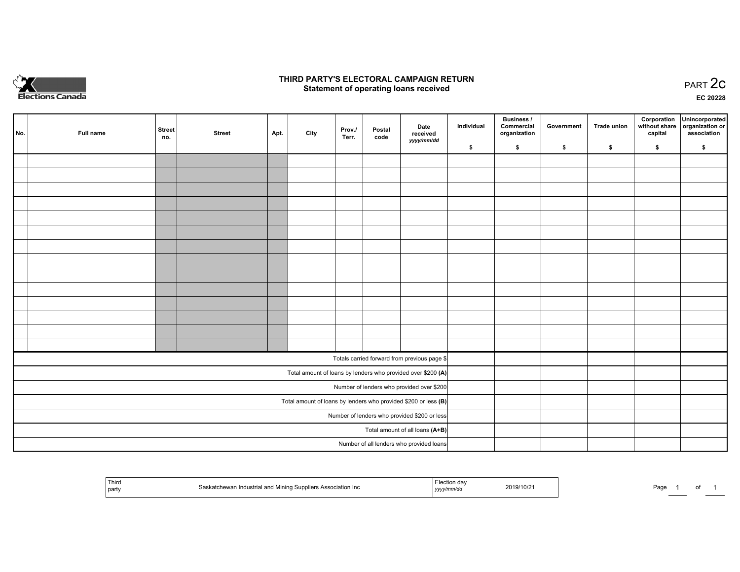# THIRD PARTY'S ELECTORAL CAMPAIGN RETURN

## Statement of operating loans received

PART 2c

EC 20228

| No. | Full name | Street no. | Street | Apt. | City | Prov./ Terr. | Postal code | Date received *yyyy/mm/dd* | Individual $ | Business / Commercial organization $ | Government $ | Trade union $ | Corporation without share capital $ | Unincorporated organization or association $ |
|---|---|---|---|---|---|---|---|---|---|---|---|---|---|---|
| | | | | | | | | | | | | | | |
| | | | | | | | | | | | | | | |
| | | | | | | | | | | | | | | |
| | | | | | | | | | | | | | | |
| | | | | | | | | | | | | | | |
| | | | | | | | | | | | | | | |
| | | | | | | | | | | | | | | |
| | | | | | | | | | | | | | | |
| | | | | | | | | | | | | | | |
| | | | | | | | | | | | | | | |
| | | | | | | | | | | | | | | |
| | | | | | | | | | | | | | | |
| | | | | | | | | | | | | | | |
| | | | | | | | | | | | | | | |
| Totals carried forward from previous page $ | | | | | | | | | | | | | | |
| Total amount of loans by lenders who provided over $200 **(A)** | | | | | | | | | | | | | | |
| Number of lenders who provided over $200 | | | | | | | | | | | | | | |
| Total amount of loans by lenders who provided $200 or less **(B)** | | | | | | | | | | | | | | |
| Number of lenders who provided $200 or less | | | | | | | | | | | | | | |
| Total amount of all loans **(A+B)** | | | | | | | | | | | | | | |
| Number of all lenders who provided loans | | | | | | | | | | | | | | |

| Third party | Saskatchewan Industrial and Mining Suppliers Association Inc | Election day *yyyy/mm/dd* | 2019/10/21 |
|---|---|---|---|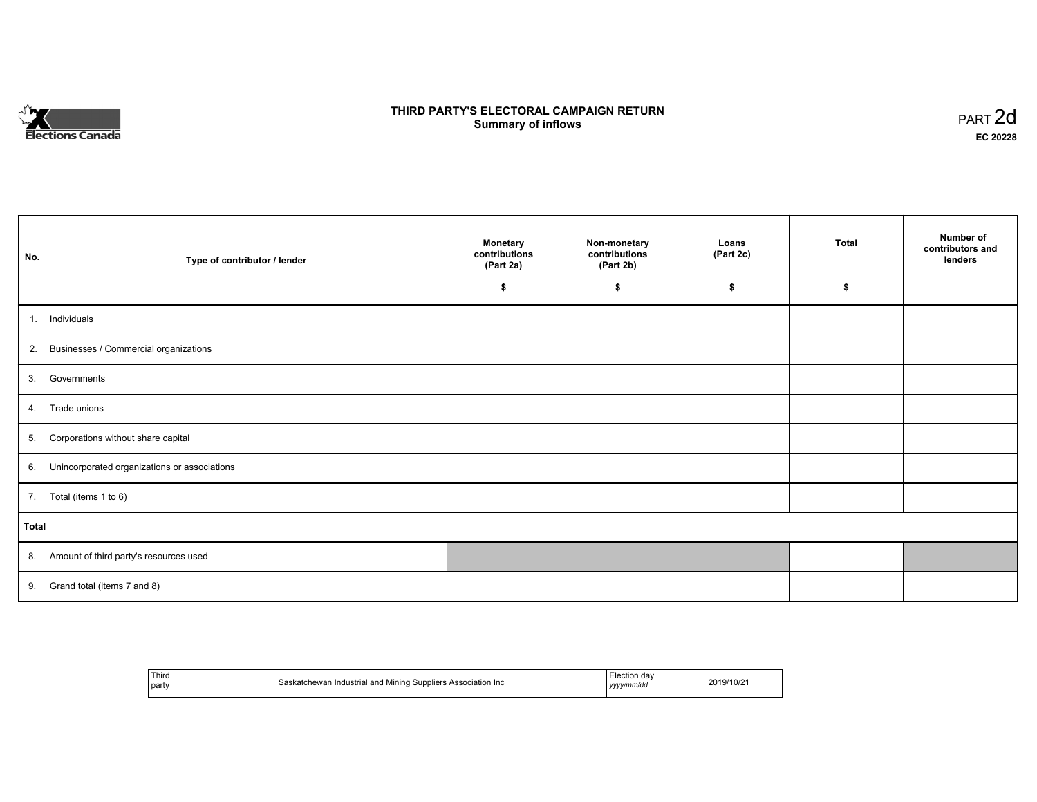Elections Canada

# THIRD PARTY'S ELECTORAL CAMPAIGN RETURN
## Summary of inflows

PART 2d

EC 20228

| No. | Type of contributor / lender | Monetary contributions (Part 2a) $ | Non-monetary contributions (Part 2b) $ | Loans (Part 2c) $ | Total $ | Number of contributors and lenders |
|---|---|---|---|---|---|---|
| 1. | Individuals | | | | | |
| 2. | Businesses / Commercial organizations | | | | | |
| 3. | Governments | | | | | |
| 4. | Trade unions | | | | | |
| 5. | Corporations without share capital | | | | | |
| 6. | Unincorporated organizations or associations | | | | | |
| 7. | Total (items 1 to 6) | | | | | |
| **Total** | | | | | | |
| 8. | Amount of third party's resources used | | | | | |
| 9. | Grand total (items 7 and 8) | | | | | |

| Third party | Saskatchewan Industrial and Mining Suppliers Association Inc | Election day *yyyy/mm/dd* | 2019/10/21 |
|---|---|---|---|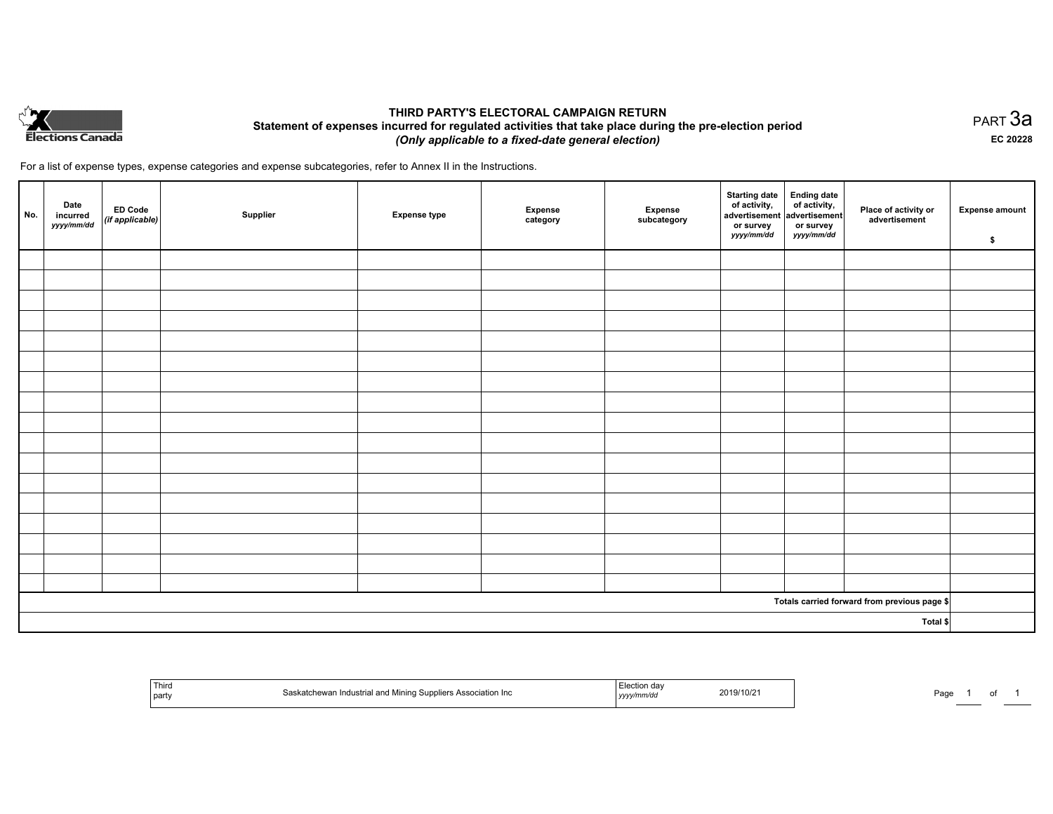# THIRD PARTY'S ELECTORAL CAMPAIGN RETURN

## Statement of expenses incurred for regulated activities that take place during the pre-election period

***(Only applicable to a fixed-date general election)***

PART 3a

**EC 20228**

For a list of expense types, expense categories and expense subcategories, refer to Annex II in the Instructions.

| No. | Date incurred *yyyy/mm/dd* | ED Code *(if applicable)* | Supplier | Expense type | Expense category | Expense subcategory | Starting date of activity, advertisement or survey *yyyy/mm/dd* | Ending date of activity, advertisement or survey *yyyy/mm/dd* | Place of activity or advertisement | Expense amount $ |
|---|---|---|---|---|---|---|---|---|---|---|
| | | | | | | | | | | |
| | | | | | | | | | | |
| | | | | | | | | | | |
| | | | | | | | | | | |
| | | | | | | | | | | |
| | | | | | | | | | | |
| | | | | | | | | | | |
| | | | | | | | | | | |
| | | | | | | | | | | |
| | | | | | | | | | | |
| | | | | | | | | | | |
| | | | | | | | | | | |
| | | | | | | | | | | |
| | | | | | | | | | | |
| | | | | | | | | | | |
| | | | | | | | | | | |
| | | | | | | | | | | |
| | | | | | | | | | **Totals carried forward from previous page $** | |
| | | | | | | | | | **Total $** | |

| Third party | Saskatchewan Industrial and Mining Suppliers Association Inc | Election day *yyyy/mm/dd* | 2019/10/21 |
|---|---|---|---|

Page 1 of 1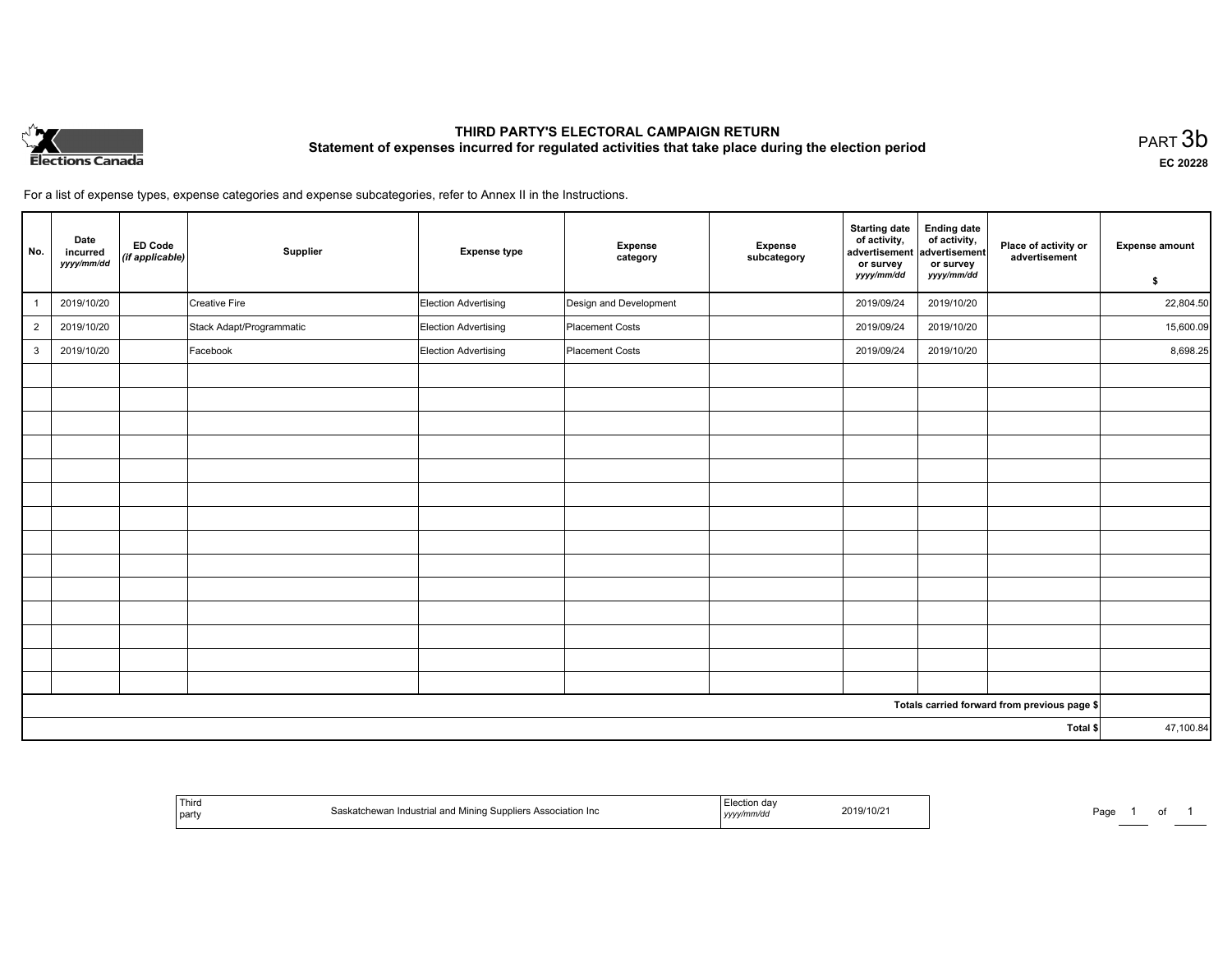# THIRD PARTY'S ELECTORAL CAMPAIGN RETURN

## Statement of expenses incurred for regulated activities that take place during the election period

PART 3b

EC 20228

For a list of expense types, expense categories and expense subcategories, refer to Annex II in the Instructions.

| No. | Date incurred *yyyy/mm/dd* | ED Code *(if applicable)* | Supplier | Expense type | Expense category | Expense subcategory | Starting date of activity, advertisement or survey *yyyy/mm/dd* | Ending date of activity, advertisement or survey *yyyy/mm/dd* | Place of activity or advertisement | Expense amount $ |
|---|---|---|---|---|---|---|---|---|---|---|
| 1 | 2019/10/20 | | Creative Fire | Election Advertising | Design and Development | | 2019/09/24 | 2019/10/20 | | 22,804.50 |
| 2 | 2019/10/20 | | Stack Adapt/Programmatic | Election Advertising | Placement Costs | | 2019/09/24 | 2019/10/20 | | 15,600.09 |
| 3 | 2019/10/20 | | Facebook | Election Advertising | Placement Costs | | 2019/09/24 | 2019/10/20 | | 8,698.25 |
| | | | | | | | | | | |
| | | | | | | | | | | |
| | | | | | | | | | | |
| | | | | | | | | | | |
| | | | | | | | | | | |
| | | | | | | | | | | |
| | | | | | | | | | | |
| | | | | | | | | | | |
| | | | | | | | | | | |
| | | | | | | | | | | |
| | | | | | | | | | | |
| | | | | | | | | | | |
| | | | | | | | | | | |
| | | | | | | | | | | |
| Totals carried forward from previous page $ | | | | | | | | | | |
| Total $ | | | | | | | | | | 47,100.84 |

| Third party | Saskatchewan Industrial and Mining Suppliers Association Inc | Election day *yyyy/mm/dd* | 2019/10/21 |
|---|---|---|---|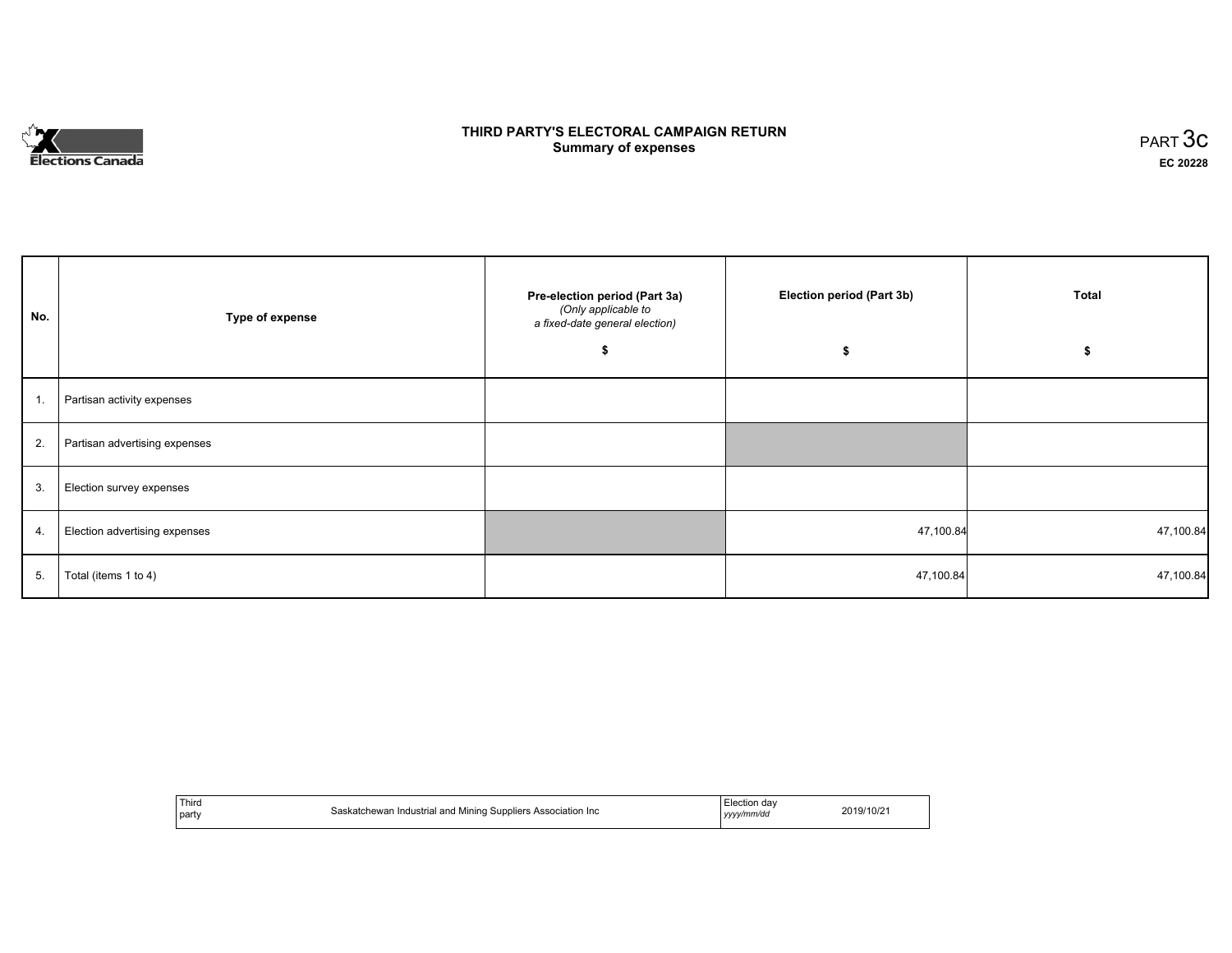# THIRD PARTY'S ELECTORAL CAMPAIGN RETURN
## Summary of expenses

PART 3c

**EC 20228**

| No. | Type of expense | Pre-election period (Part 3a) *(Only applicable to a fixed-date general election)* $ | Election period (Part 3b) $ | Total $ |
|---|---|---|---|---|
| 1. | Partisan activity expenses | | | |
| 2. | Partisan advertising expenses | | | |
| 3. | Election survey expenses | | | |
| 4. | Election advertising expenses | | 47,100.84 | 47,100.84 |
| 5. | Total (items 1 to 4) | | 47,100.84 | 47,100.84 |

| | | | |
|---|---|---|---|
| Third party | Saskatchewan Industrial and Mining Suppliers Association Inc | Election day *yyyy/mm/dd* | 2019/10/21 |